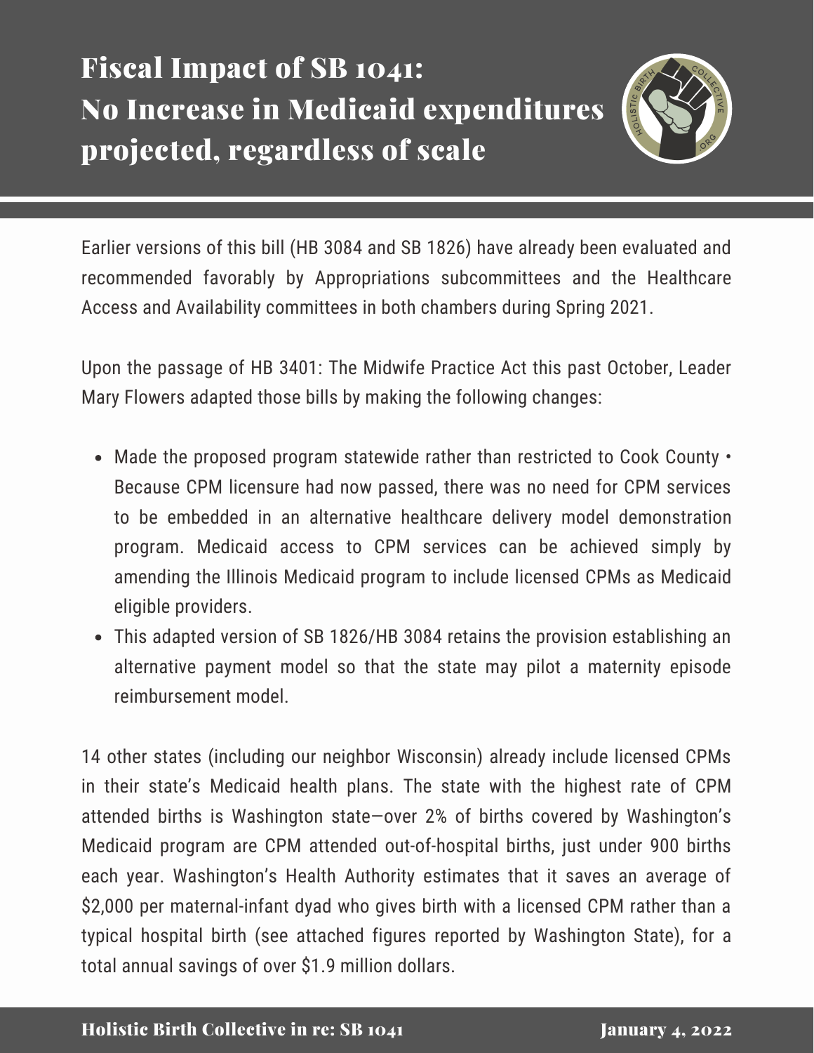# Fiscal Impact of SB 1041: No Increase in Medicaid expenditures projected, regardless of scale

Earlier versions of this bill (HB 3084 and SB 1826) have already been evaluated and recommended favorably by Appropriations subcommittees and the Healthcare Access and Availability committees in both chambers during Spring 2021.

Upon the passage of HB 3401: The Midwife Practice Act this past October, Leader Mary Flowers adapted those bills by making the following changes:

- Made the proposed program statewide rather than restricted to Cook County • Because CPM licensure had now passed, there was no need for CPM services to be embedded in an alternative healthcare delivery model demonstration program. Medicaid access to CPM services can be achieved simply by amending the Illinois Medicaid program to include licensed CPMs as Medicaid eligible providers.
- This adapted version of SB 1826/HB 3084 retains the provision establishing an alternative payment model so that the state may pilot a maternity episode reimbursement model.

14 other states (including our neighbor Wisconsin) already include licensed CPMs in their state's Medicaid health plans. The state with the highest rate of CPM attended births is Washington state—over 2% of births covered by Washington's Medicaid program are CPM attended out-of-hospital births, just under 900 births each year. Washington's Health Authority estimates that it saves an average of $2,000 per maternal-infant dyad who gives birth with a licensed CPM rather than a typical hospital birth (see attached figures reported by Washington State), for a total annual savings of over $1.9 million dollars.

Holistic Birth Collective in re: SB 1041 — January 4, 2022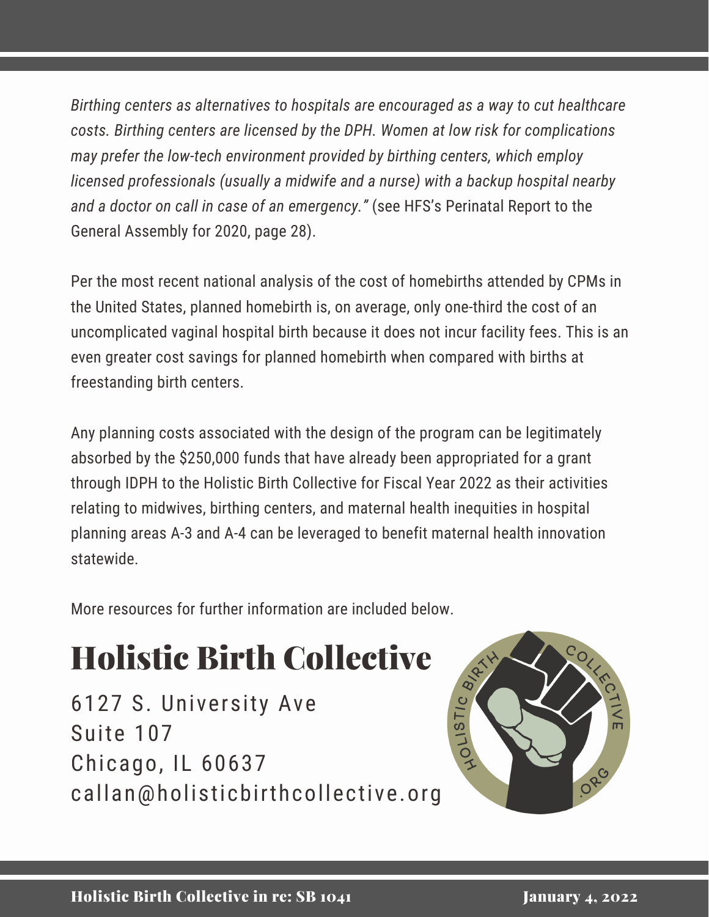*Birthing centers as alternatives to hospitals are encouraged as a way to cut healthcare costs. Birthing centers are licensed by the DPH. Women at low risk for complications may prefer the low-tech environment provided by birthing centers, which employ licensed professionals (usually a midwife and a nurse) with a backup hospital nearby and a doctor on call in case of an emergency."* (see HFS's Perinatal Report to the General Assembly for 2020, page 28).

Per the most recent national analysis of the cost of homebirths attended by CPMs in the United States, planned homebirth is, on average, only one-third the cost of an uncomplicated vaginal hospital birth because it does not incur facility fees. This is an even greater cost savings for planned homebirth when compared with births at freestanding birth centers.

Any planning costs associated with the design of the program can be legitimately absorbed by the $250,000 funds that have already been appropriated for a grant through IDPH to the Holistic Birth Collective for Fiscal Year 2022 as their activities relating to midwives, birthing centers, and maternal health inequities in hospital planning areas A-3 and A-4 can be leveraged to benefit maternal health innovation statewide.

More resources for further information are included below.

# Holistic Birth Collective

6127 S. University Ave
Suite 107
Chicago, IL 60637
callan@holisticbirthcollective.org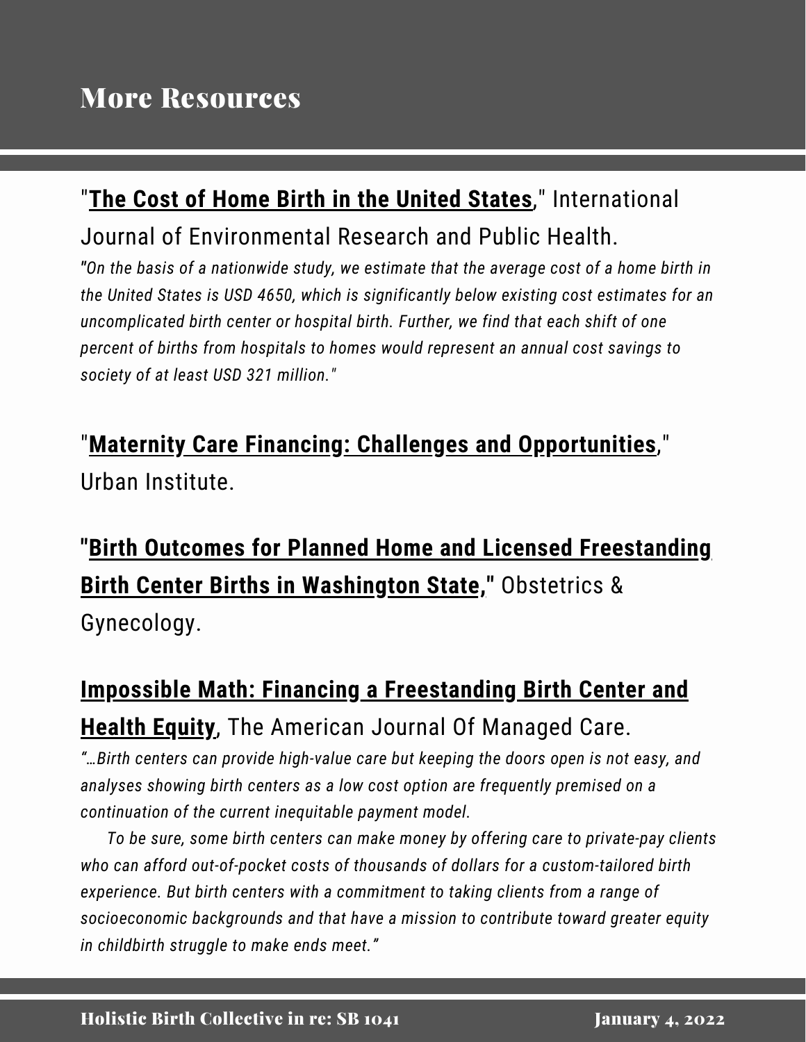# More Resources

"**The Cost of Home Birth in the United States**," International Journal of Environmental Research and Public Health.

*"On the basis of a nationwide study, we estimate that the average cost of a home birth in the United States is USD 4650, which is significantly below existing cost estimates for an uncomplicated birth center or hospital birth. Further, we find that each shift of one percent of births from hospitals to homes would represent an annual cost savings to society of at least USD 321 million."*

"**Maternity Care Financing: Challenges and Opportunities**," Urban Institute.

**"Birth Outcomes for Planned Home and Licensed Freestanding Birth Center Births in Washington State,"** Obstetrics & Gynecology.

**Impossible Math: Financing a Freestanding Birth Center and Health Equity**, The American Journal Of Managed Care.

*"…Birth centers can provide high-value care but keeping the doors open is not easy, and analyses showing birth centers as a low cost option are frequently premised on a continuation of the current inequitable payment model.*

*To be sure, some birth centers can make money by offering care to private-pay clients who can afford out-of-pocket costs of thousands of dollars for a custom-tailored birth experience. But birth centers with a commitment to taking clients from a range of socioeconomic backgrounds and that have a mission to contribute toward greater equity in childbirth struggle to make ends meet."*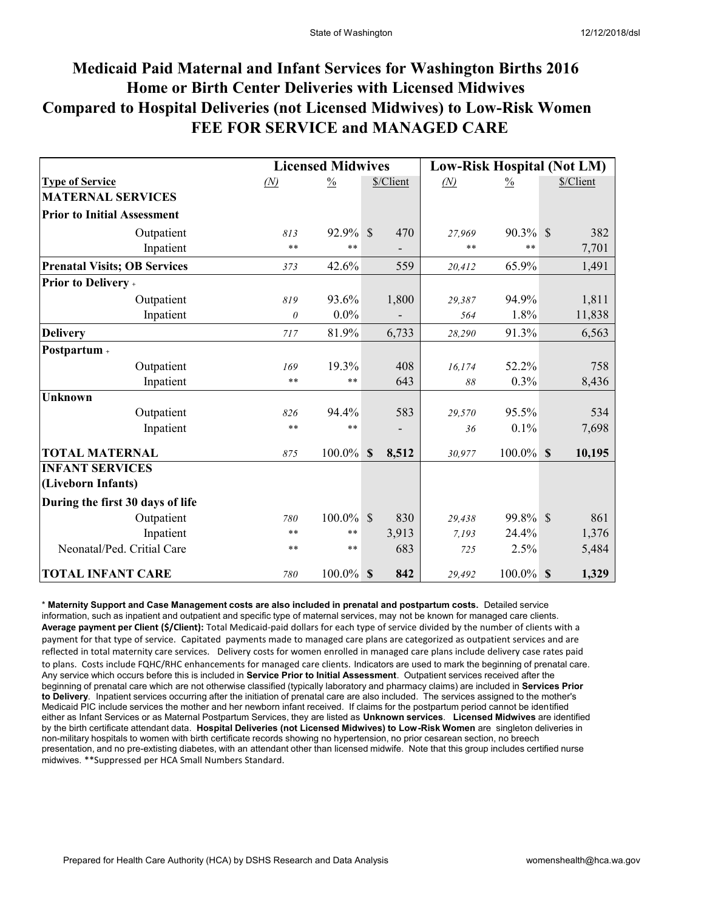# Medicaid Paid Maternal and Infant Services for Washington Births 2016
# Home or Birth Center Deliveries with Licensed Midwives
# Compared to Hospital Deliveries (not Licensed Midwives) to Low-Risk Women
# FEE FOR SERVICE and MANAGED CARE

| | Licensed Midwives | | | Low-Risk Hospital (Not LM) | | |
|---|---|---|---|---|---|---|
| **Type of Service** | *(N)* | % | $/Client | *(N)* | % | $/Client |
| **MATERNAL SERVICES** | | | | | | |
| **Prior to Initial Assessment** | | | | | | |
| Outpatient | 813 | 92.9% | $ 470 | 27,969 | 90.3% | $ 382 |
| Inpatient | ** | ** | - | ** | ** | 7,701 |
| **Prenatal Visits; OB Services** | 373 | 42.6% | 559 | 20,412 | 65.9% | 1,491 |
| **Prior to Delivery** + | | | | | | |
| Outpatient | 819 | 93.6% | 1,800 | 29,387 | 94.9% | 1,811 |
| Inpatient | 0 | 0.0% | - | 564 | 1.8% | 11,838 |
| **Delivery** | 717 | 81.9% | 6,733 | 28,290 | 91.3% | 6,563 |
| **Postpartum** + | | | | | | |
| Outpatient | 169 | 19.3% | 408 | 16,174 | 52.2% | 758 |
| Inpatient | ** | ** | 643 | 88 | 0.3% | 8,436 |
| **Unknown** | | | | | | |
| Outpatient | 826 | 94.4% | 583 | 29,570 | 95.5% | 534 |
| Inpatient | ** | ** | - | 36 | 0.1% | 7,698 |
| **TOTAL MATERNAL** | 875 | 100.0% | **$ 8,512** | 30,977 | 100.0% | **$ 10,195** |
| **INFANT SERVICES** | | | | | | |
| **(Liveborn Infants)** | | | | | | |
| **During the first 30 days of life** | | | | | | |
| Outpatient | 780 | 100.0% | $ 830 | 29,438 | 99.8% | $ 861 |
| Inpatient | ** | ** | 3,913 | 7,193 | 24.4% | 1,376 |
| Neonatal/Ped. Critial Care | ** | ** | 683 | 725 | 2.5% | 5,484 |
| **TOTAL INFANT CARE** | 780 | 100.0% | **$ 842** | 29,492 | 100.0% | **$ 1,329** |

\* **Maternity Support and Case Management costs are also included in prenatal and postpartum costs.** Detailed service information, such as inpatient and outpatient and specific type of maternal services, may not be known for managed care clients. **Average payment per Client ($/Client):** Total Medicaid-paid dollars for each type of service divided by the number of clients with a payment for that type of service. Capitated payments made to managed care plans are categorized as outpatient services and are reflected in total maternity care services. Delivery costs for women enrolled in managed care plans include delivery case rates paid to plans. Costs include FQHC/RHC enhancements for managed care clients. Indicators are used to mark the beginning of prenatal care. Any service which occurs before this is included in **Service Prior to Initial Assessment**. Outpatient services received after the beginning of prenatal care which are not otherwise classified (typically laboratory and pharmacy claims) are included in **Services Prior to Delivery**. Inpatient services occurring after the initiation of prenatal care are also included. The services assigned to the mother's Medicaid PIC include services the mother and her newborn infant received. If claims for the postpartum period cannot be identified either as Infant Services or as Maternal Postpartum Services, they are listed as **Unknown services**. **Licensed Midwives** are identified by the birth certificate attendant data. **Hospital Deliveries (not Licensed Midwives) to Low-Risk Women** are singleton deliveries in non-military hospitals to women with birth certificate records showing no hypertension, no prior cesarean section, no breech presentation, and no pre-existing diabetes, with an attendant other than licensed midwife. Note that this group includes certified nurse midwives. **Suppressed per HCA Small Numbers Standard.